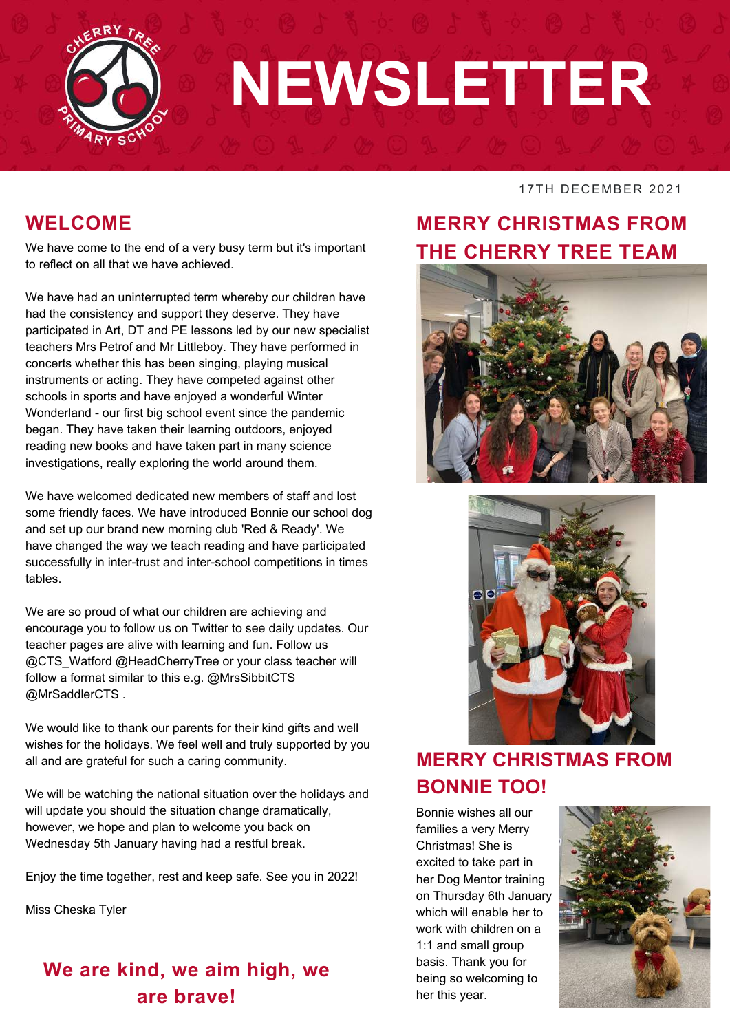# NEWSLETTER

17TH DECEMBER 2021

## WELCOME

We have come to the end of a very busy term but it's important to reflect on all that we have achieved.

We have had an uninterrupted term whereby our children have had the consistency and support they deserve. They have participated in Art, DT and PE lessons led by our new specialist teachers Mrs Petrof and Mr Littleboy. They have performed in concerts whether this has been singing, playing musical instruments or acting. They have competed against other schools in sports and have enjoyed a wonderful Winter Wonderland - our first big school event since the pandemic began. They have taken their learning outdoors, enjoyed reading new books and have taken part in many science investigations, really exploring the world around them.

We have welcomed dedicated new members of staff and lost some friendly faces. We have introduced Bonnie our school dog and set up our brand new morning club 'Red & Ready'. We have changed the way we teach reading and have participated successfully in inter-trust and inter-school competitions in times tables.

We are so proud of what our children are achieving and encourage you to follow us on Twitter to see daily updates. Our teacher pages are alive with learning and fun. Follow us @CTS_Watford @HeadCherryTree or your class teacher will follow a format similar to this e.g. @MrsSibbitCTS @MrSaddlerCTS .

We would like to thank our parents for their kind gifts and well wishes for the holidays. We feel well and truly supported by you all and are grateful for such a caring community.

We will be watching the national situation over the holidays and will update you should the situation change dramatically, however, we hope and plan to welcome you back on Wednesday 5th January having had a restful break.

Enjoy the time together, rest and keep safe. See you in 2022!

Miss Cheska Tyler

**We are kind, we aim high, we are brave!**

## MERRY CHRISTMAS FROM THE CHERRY TREE TEAM

## MERRY CHRISTMAS FROM BONNIE TOO!

Bonnie wishes all our families a very Merry Christmas! She is excited to take part in her Dog Mentor training on Thursday 6th January which will enable her to work with children on a 1:1 and small group basis. Thank you for being so welcoming to her this year.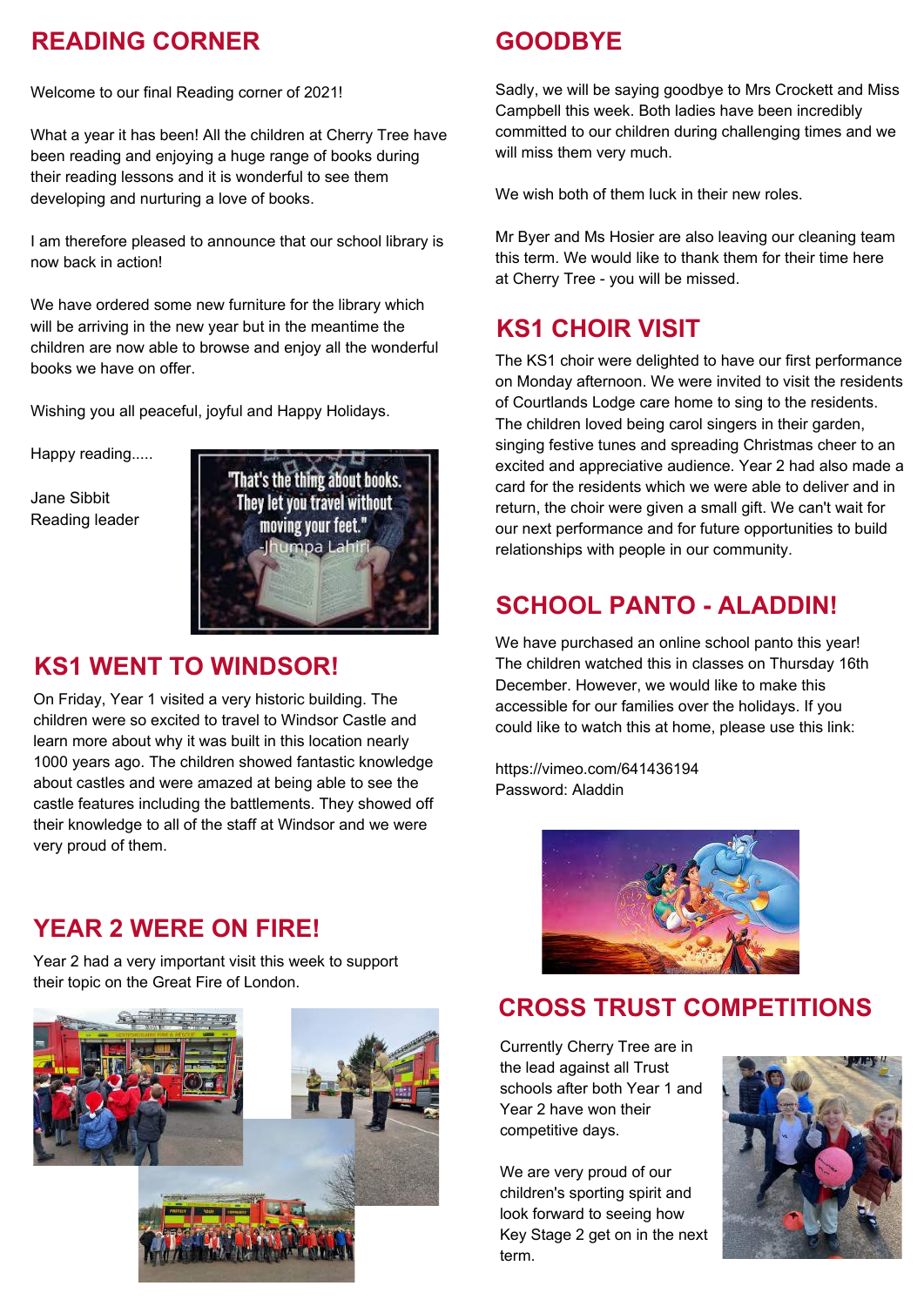## READING CORNER

Welcome to our final Reading corner of 2021!

What a year it has been! All the children at Cherry Tree have been reading and enjoying a huge range of books during their reading lessons and it is wonderful to see them developing and nurturing a love of books.

I am therefore pleased to announce that our school library is now back in action!

We have ordered some new furniture for the library which will be arriving in the new year but in the meantime the children are now able to browse and enjoy all the wonderful books we have on offer.

Wishing you all peaceful, joyful and Happy Holidays.

Happy reading.....

Jane Sibbit
Reading leader

"That's the thing about books. They let you travel without moving your feet." -Jhumpa Lahiri

## KS1 WENT TO WINDSOR!

On Friday, Year 1 visited a very historic building. The children were so excited to travel to Windsor Castle and learn more about why it was built in this location nearly 1000 years ago. The children showed fantastic knowledge about castles and were amazed at being able to see the castle features including the battlements. They showed off their knowledge to all of the staff at Windsor and we were very proud of them.

## YEAR 2 WERE ON FIRE!

Year 2 had a very important visit this week to support their topic on the Great Fire of London.

## GOODBYE

Sadly, we will be saying goodbye to Mrs Crockett and Miss Campbell this week. Both ladies have been incredibly committed to our children during challenging times and we will miss them very much.

We wish both of them luck in their new roles.

Mr Byer and Ms Hosier are also leaving our cleaning team this term. We would like to thank them for their time here at Cherry Tree - you will be missed.

## KS1 CHOIR VISIT

The KS1 choir were delighted to have our first performance on Monday afternoon. We were invited to visit the residents of Courtlands Lodge care home to sing to the residents. The children loved being carol singers in their garden, singing festive tunes and spreading Christmas cheer to an excited and appreciative audience. Year 2 had also made a card for the residents which we were able to deliver and in return, the choir were given a small gift. We can't wait for our next performance and for future opportunities to build relationships with people in our community.

## SCHOOL PANTO - ALADDIN!

We have purchased an online school panto this year! The children watched this in classes on Thursday 16th December. However, we would like to make this accessible for our families over the holidays. If you could like to watch this at home, please use this link:

https://vimeo.com/641436194
Password: Aladdin

## CROSS TRUST COMPETITIONS

Currently Cherry Tree are in the lead against all Trust schools after both Year 1 and Year 2 have won their competitive days.

We are very proud of our children's sporting spirit and look forward to seeing how Key Stage 2 get on in the next term.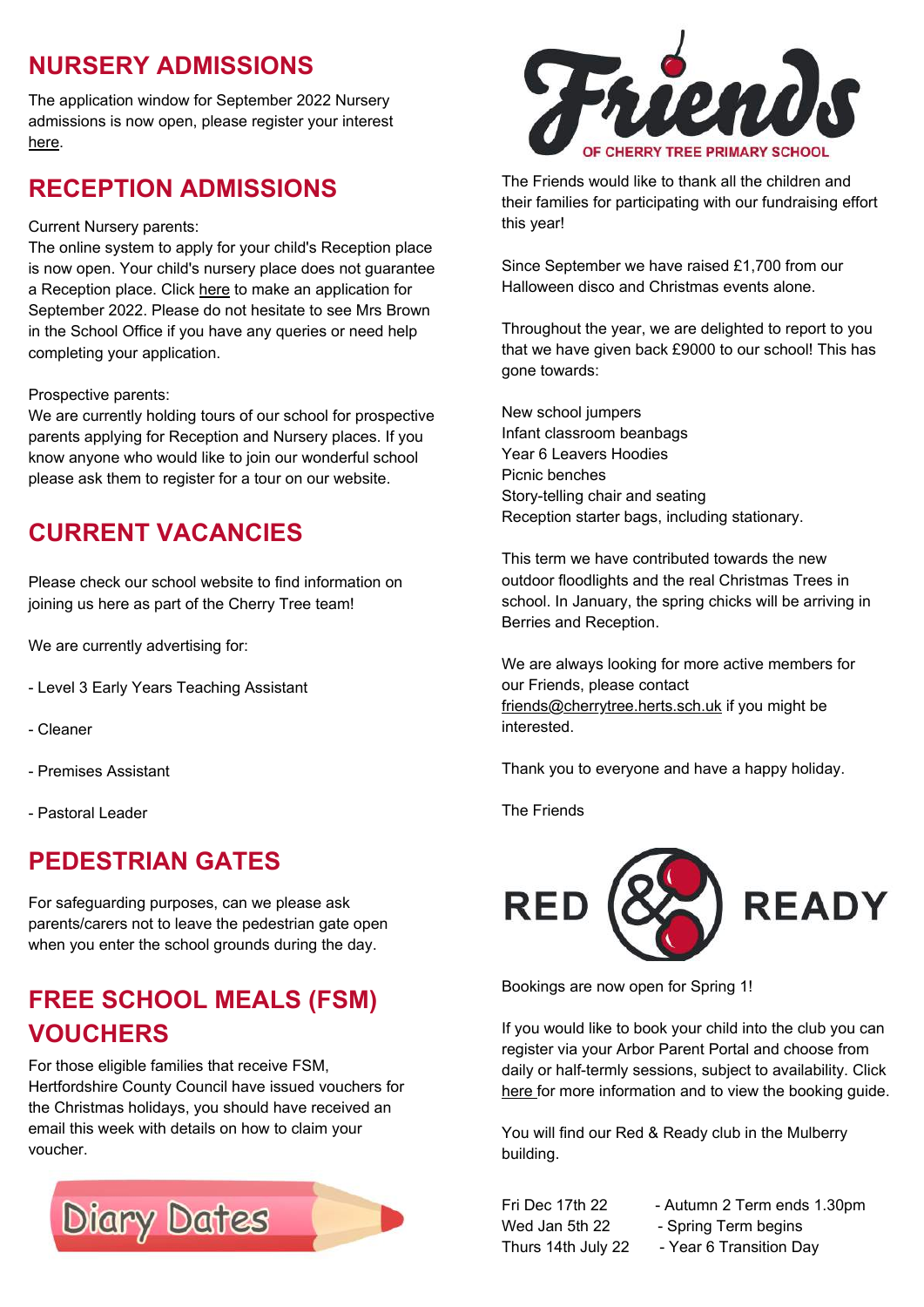## NURSERY ADMISSIONS

The application window for September 2022 Nursery admissions is now open, please register your interest here.

## RECEPTION ADMISSIONS

Current Nursery parents:
The online system to apply for your child's Reception place is now open. Your child's nursery place does not guarantee a Reception place. Click here to make an application for September 2022. Please do not hesitate to see Mrs Brown in the School Office if you have any queries or need help completing your application.

Prospective parents:
We are currently holding tours of our school for prospective parents applying for Reception and Nursery places. If you know anyone who would like to join our wonderful school please ask them to register for a tour on our website.

## CURRENT VACANCIES

Please check our school website to find information on joining us here as part of the Cherry Tree team!

We are currently advertising for:

- Level 3 Early Years Teaching Assistant
- Cleaner
- Premises Assistant
- Pastoral Leader

## PEDESTRIAN GATES

For safeguarding purposes, can we please ask parents/carers not to leave the pedestrian gate open when you enter the school grounds during the day.

## FREE SCHOOL MEALS (FSM) VOUCHERS

For those eligible families that receive FSM, Hertfordshire County Council have issued vouchers for the Christmas holidays, you should have received an email this week with details on how to claim your voucher.

## Diary Dates

Fri Dec 17th 22 - Autumn 2 Term ends 1.30pm
Wed Jan 5th 22 - Spring Term begins
Thurs 14th July 22 - Year 6 Transition Day

## Friends OF CHERRY TREE PRIMARY SCHOOL

The Friends would like to thank all the children and their families for participating with our fundraising effort this year!

Since September we have raised £1,700 from our Halloween disco and Christmas events alone.

Throughout the year, we are delighted to report to you that we have given back £9000 to our school! This has gone towards:

New school jumpers
Infant classroom beanbags
Year 6 Leavers Hoodies
Picnic benches
Story-telling chair and seating
Reception starter bags, including stationary.

This term we have contributed towards the new outdoor floodlights and the real Christmas Trees in school. In January, the spring chicks will be arriving in Berries and Reception.

We are always looking for more active members for our Friends, please contact friends@cherrytree.herts.sch.uk if you might be interested.

Thank you to everyone and have a happy holiday.

The Friends

## RED & READY

Bookings are now open for Spring 1!

If you would like to book your child into the club you can register via your Arbor Parent Portal and choose from daily or half-termly sessions, subject to availability. Click here for more information and to view the booking guide.

You will find our Red & Ready club in the Mulberry building.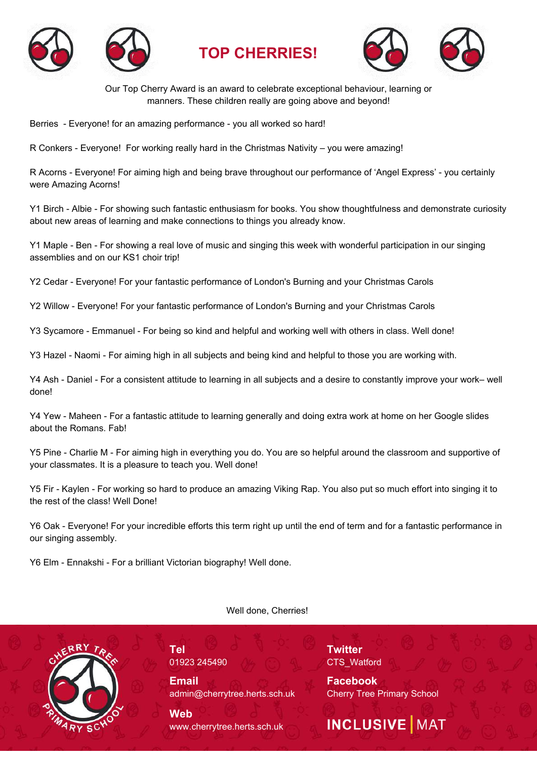# TOP CHERRIES!

Our Top Cherry Award is an award to celebrate exceptional behaviour, learning or manners. These children really are going above and beyond!

Berries - Everyone! for an amazing performance - you all worked so hard!

R Conkers - Everyone! For working really hard in the Christmas Nativity – you were amazing!

R Acorns - Everyone! For aiming high and being brave throughout our performance of 'Angel Express' - you certainly were Amazing Acorns!

Y1 Birch - Albie - For showing such fantastic enthusiasm for books. You show thoughtfulness and demonstrate curiosity about new areas of learning and make connections to things you already know.

Y1 Maple - Ben - For showing a real love of music and singing this week with wonderful participation in our singing assemblies and on our KS1 choir trip!

Y2 Cedar - Everyone! For your fantastic performance of London's Burning and your Christmas Carols

Y2 Willow - Everyone! For your fantastic performance of London's Burning and your Christmas Carols

Y3 Sycamore - Emmanuel - For being so kind and helpful and working well with others in class. Well done!

Y3 Hazel - Naomi - For aiming high in all subjects and being kind and helpful to those you are working with.

Y4 Ash - Daniel - For a consistent attitude to learning in all subjects and a desire to constantly improve your work– well done!

Y4 Yew - Maheen - For a fantastic attitude to learning generally and doing extra work at home on her Google slides about the Romans. Fab!

Y5 Pine - Charlie M - For aiming high in everything you do. You are so helpful around the classroom and supportive of your classmates. It is a pleasure to teach you. Well done!

Y5 Fir - Kaylen - For working so hard to produce an amazing Viking Rap. You also put so much effort into singing it to the rest of the class! Well Done!

Y6 Oak - Everyone! For your incredible efforts this term right up until the end of term and for a fantastic performance in our singing assembly.

Y6 Elm - Ennakshi - For a brilliant Victorian biography! Well done.

Well done, Cherries!

**Tel**
01923 245490

**Email**
admin@cherrytree.herts.sch.uk

**Web**
www.cherrytree.herts.sch.uk

**Twitter**
CTS_Watford

**Facebook**
Cherry Tree Primary School

**INCLUSIVE** | MAT